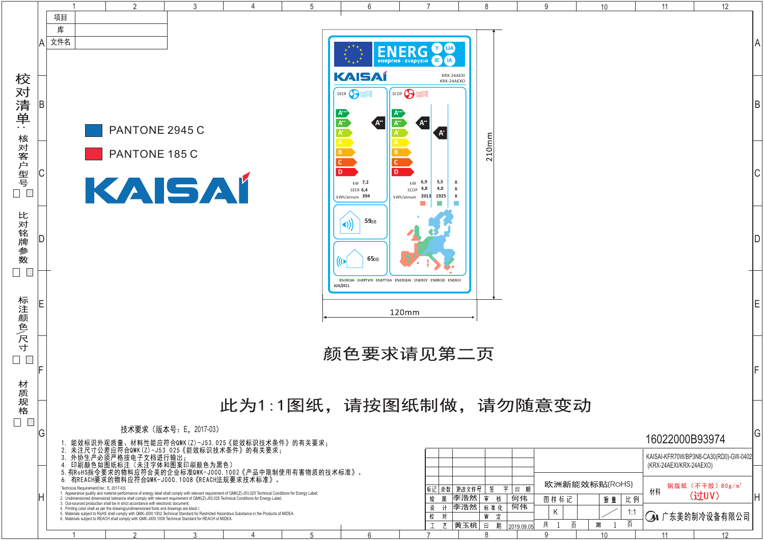| 项目 | |
|---|---|
| 库 | |
| 文件名 | |

校对清单：

核对客户型号 □ □

比对铭牌参数 □ □

标注颜色/尺寸 □ □

材质规格 □ □

PANTONE 2945 C

PANTONE 185 C

KAISAI

ENERG енергия · ενεργεια Y IJA IE IA

KAISAI KRX-24AEXI KRX-24AEXO

SEER A+++ A++ A+ A B C D A++

SCOP A+++ A++ A+ A B C D A++ A+

| | SEER |
|---|---|
| kW | 7,2 |
| SEER | 6,4 |
| kWh/annum | 394 |

| | SCOP | | |
|---|---|---|---|
| kW | 6,9 | 5,5 | X |
| SCOP | 4,8 | 4,0 | X |
| kWh/annum | 2013 | 1925 | X |

59dB

65dB

ENERGIA · ЕНЕРГИЯ · ΕΝΕΡΓΕΙΑ · ENERGIJA · ENERGY · ENERGIE · ENERGI

626/2011

210mm

120mm

颜色要求请见第二页

此为1:1图纸，请按图纸制做，请勿随意变动

技术要求（版本号：E，2017-03）

1. 能效标识外观质量、材料性能应符合QMK(Z)-J53.025《能效标识技术条件》的有关要求；
2. 未注尺寸公差应符合QMK(Z)-J53.025《能效标识技术条件》的有关要求；
3. 外协生产必须严格按电子文档进行输出；
4. 印刷颜色如图纸标注（未注字体和图案印刷颜色为黑色）
5. 有RoHS指令要求的物料应符合美的企业标准QMK-J000.1002《产品中限制使用有害物质的技术标准》。
6. 有REACH要求的物料应符合QMK-J000.1008《REACH法规要求技术标准》。

Technical Requirement(Ver.: E, 2017-03)

1. Appearance quality and material performance of energy label shall comply with relevant requirement of QMK(Z)-J53.025 Technical Conditions for Energy Label;
2. Undimensioned dimensional tolerance shall comply with relevant requirement of QMK(Z)-J53.025 Technical Conditions for Energy Label;
3. Out-sourced production shall be in strict accordance with electronic document;
4. Printing color shall as per the drawing(undimensioned fonts and drawings are black)
5. Materials subject to RoHS shall comply with QMK-J000.1002 Technical Standard for Restricted Hazardous Substance in the Products of MIDEA.
6. Materials subject to REACH shall comply with QMK-J000.1008 Technical Standard for REACH of MIDEA.

16022000B93974

KAISAI-KFR70W/BP3N8-CA30(RD0)-GW-0402 (KRX-24AEXI/KRX-24AEXO)

| 标记 | 处数 | 更改文件号 | 签字 | 日期 | 欧洲新能效标贴(RoHS) | | | 材料 | 铜版纸（不干胶）80g/m² (过UV) |
|---|---|---|---|---|---|---|---|---|---|
| 绘图 | 李浩然 | 审核 | 何伟 | | 图样标记 | 重量 | 比例 | | |
| 设计 | 李浩然 | 标准化 | 何伟 | | K | | 1:1 | 广东美的制冷设备有限公司 | |
| 校对 | | 审定 | | | | | | | |
| 工艺 | 黄玉桃 | 日期 | 2019.09.05 | | 共 1 页 | 第 1 页 | | | |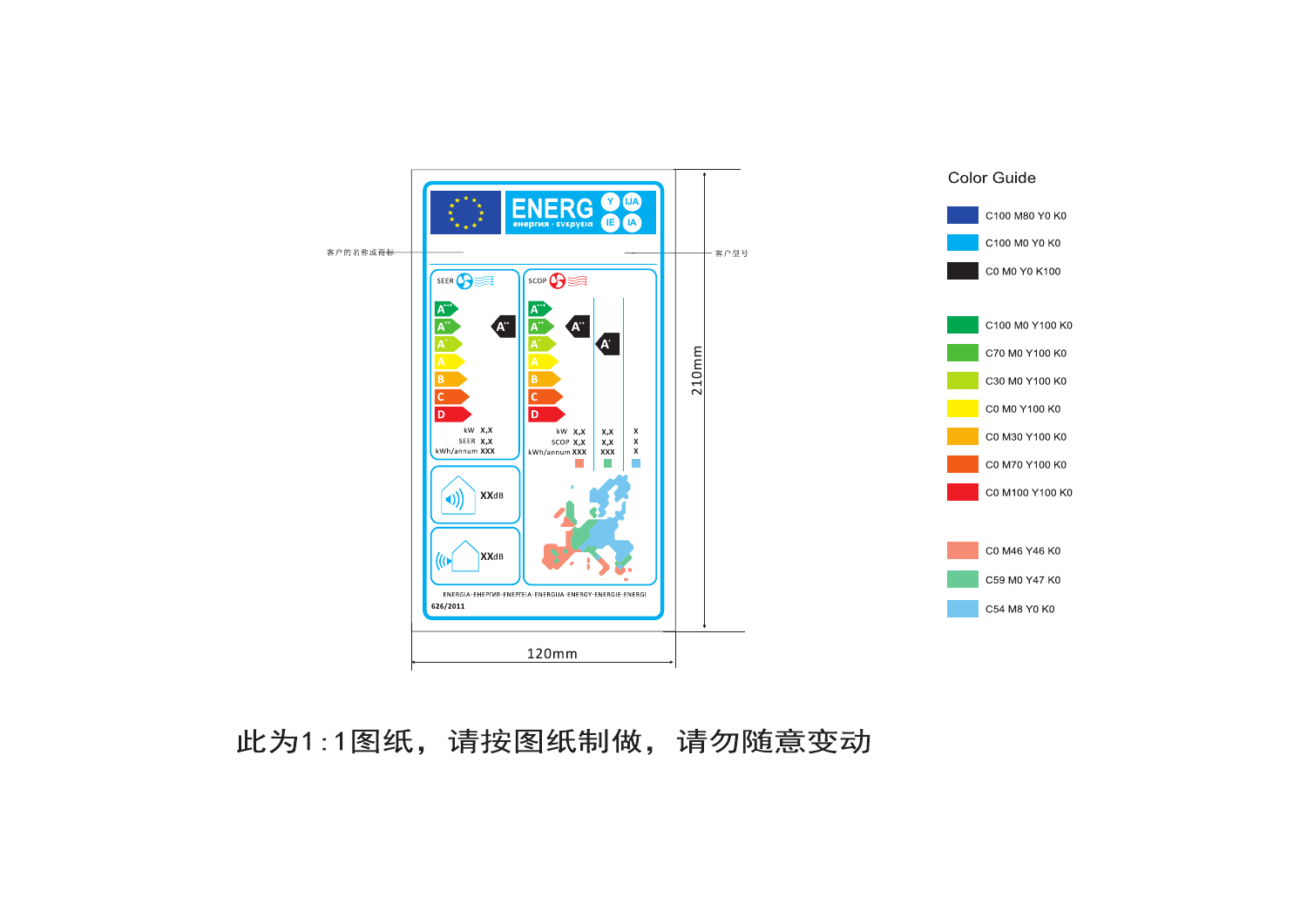客户的名称或商标

客户型号

ENERG

енергия · ενεργεια

Y IJA IE IA

SEER

$A^{+++}$

$A^{++}$

$A^{+}$

A

B

C

D

$A^{++}$

kW X,X

SEER X,X

kWh/annum XXX

SCOP

$A^{+++}$

$A^{++}$

$A^{+}$

A

B

C

D

$A^{++}$

$A^{+}$

kW X,X X,X X

SCOP X,X X,X X

kWh/annum XXX XXX X

XXdB

XXdB

ENERGIA·ЕНЕРГИЯ·ΕΝΕΡΓΕΙΑ·ENERGIJA·ENERGY·ENERGIE·ENERGI

626/2011

210mm

120mm

## Color Guide

- C100 M80 Y0 K0
- C100 M0 Y0 K0
- C0 M0 Y0 K100
- C100 M0 Y100 K0
- C70 M0 Y100 K0
- C30 M0 Y100 K0
- C0 M0 Y100 K0
- C0 M30 Y100 K0
- C0 M70 Y100 K0
- C0 M100 Y100 K0
- C0 M46 Y46 K0
- C59 M0 Y47 K0
- C54 M8 Y0 K0

此为1:1图纸，请按图纸制做，请勿随意变动